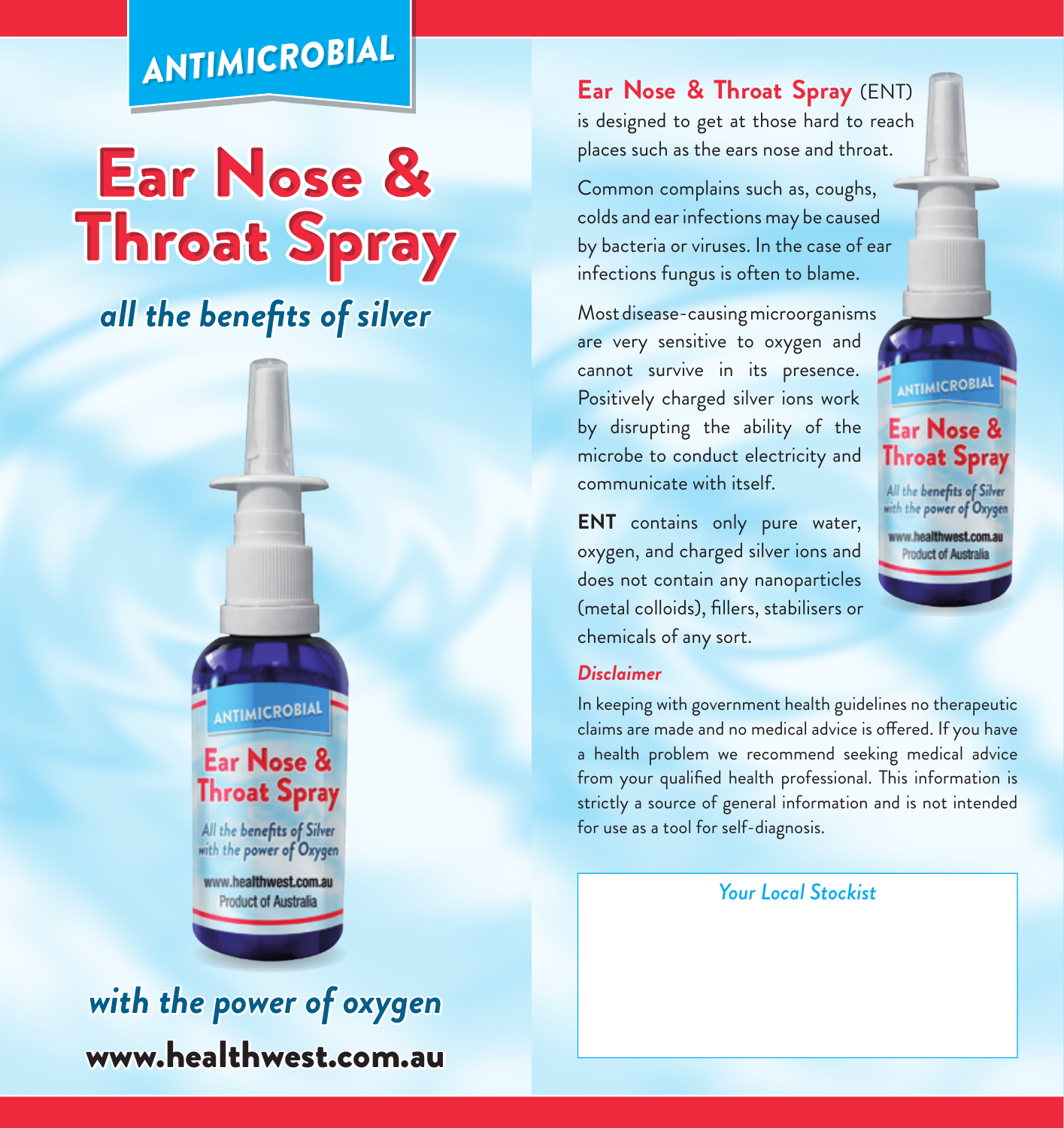ANTIMICROBIAL

# Ear Nose & Throat Spray

*all the benefits of silver*

*with the power of oxygen*

**www.healthwest.com.au**

**Ear Nose & Throat Spray** (ENT) is designed to get at those hard to reach places such as the ears nose and throat.

Common complains such as, coughs, colds and ear infections may be caused by bacteria or viruses. In the case of ear infections fungus is often to blame.

Most disease-causing microorganisms are very sensitive to oxygen and cannot survive in its presence. Positively charged silver ions work by disrupting the ability of the microbe to conduct electricity and communicate with itself.

**ENT** contains only pure water, oxygen, and charged silver ions and does not contain any nanoparticles (metal colloids), fillers, stabilisers or chemicals of any sort.

***Disclaimer***

In keeping with government health guidelines no therapeutic claims are made and no medical advice is offered. If you have a health problem we recommend seeking medical advice from your qualified health professional. This information is strictly a source of general information and is not intended for use as a tool for self-diagnosis.

*Your Local Stockist*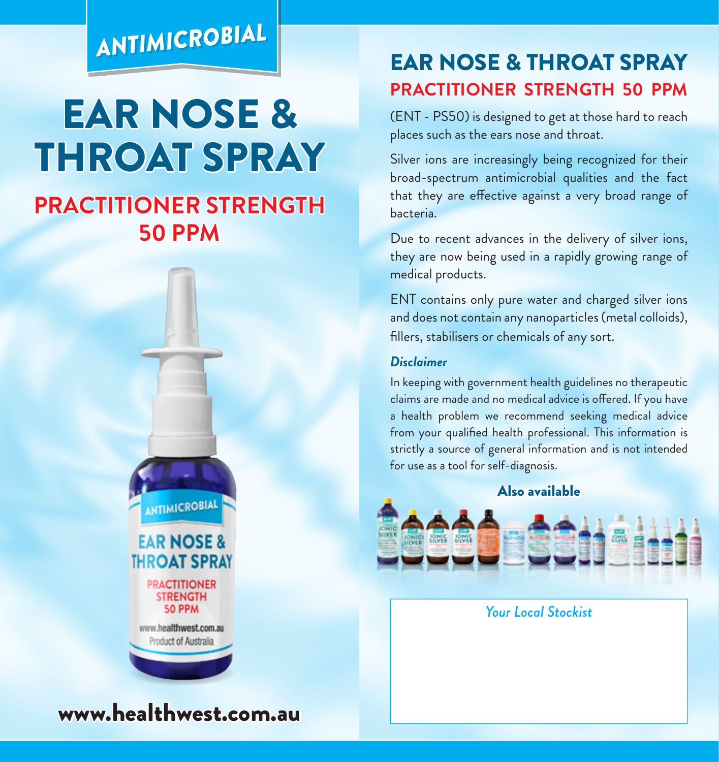ANTIMICROBIAL

# EAR NOSE & THROAT SPRAY

## PRACTITIONER STRENGTH 50 PPM

www.healthwest.com.au

# EAR NOSE & THROAT SPRAY

## PRACTITIONER STRENGTH 50 PPM

(ENT - PS50) is designed to get at those hard to reach places such as the ears nose and throat.

Silver ions are increasingly being recognized for their broad-spectrum antimicrobial qualities and the fact that they are effective against a very broad range of bacteria.

Due to recent advances in the delivery of silver ions, they are now being used in a rapidly growing range of medical products.

ENT contains only pure water and charged silver ions and does not contain any nanoparticles (metal colloids), fillers, stabilisers or chemicals of any sort.

***Disclaimer***

In keeping with government health guidelines no therapeutic claims are made and no medical advice is offered. If you have a health problem we recommend seeking medical advice from your qualified health professional. This information is strictly a source of general information and is not intended for use as a tool for self-diagnosis.

**Also available**

*Your Local Stockist*